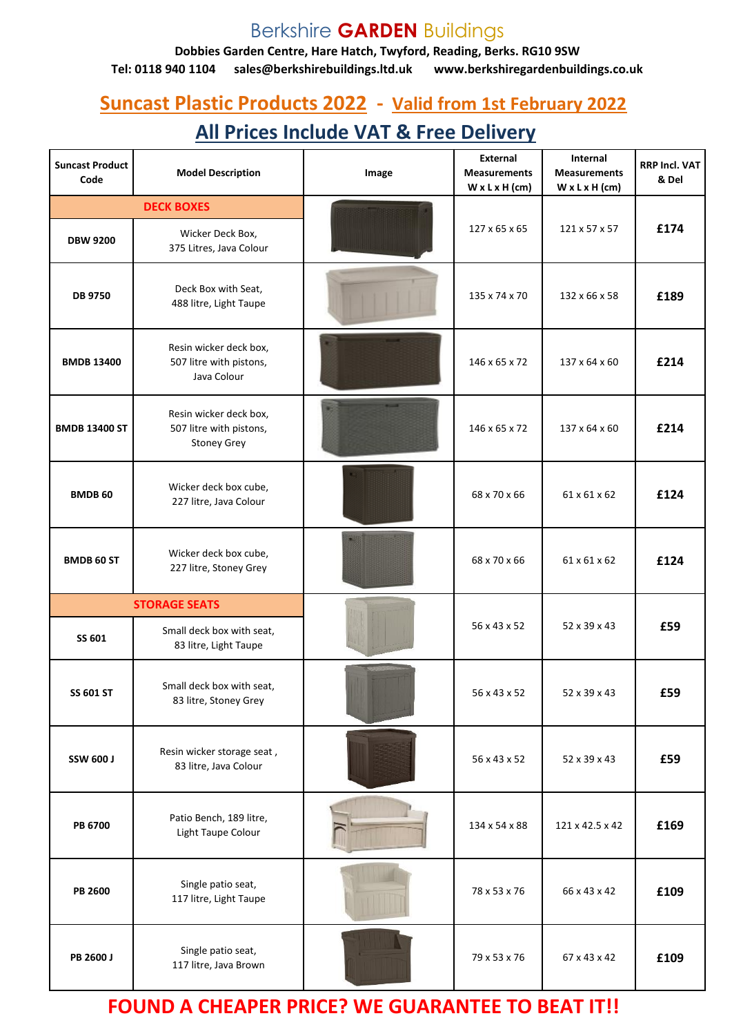# Berkshire GARDEN Buildings

**Dobbies Garden Centre, Hare Hatch, Twyford, Reading, Berks. RG10 9SW**

**Tel: 0118 940 1104 sales@berkshirebuildings.ltd.uk www.berkshiregardenbuildings.co.uk**

## Suncast Plastic Products 2022 - Valid from 1st February 2022

## All Prices Include VAT & Free Delivery

| Suncast Product Code | Model Description | Image | External Measurements W x L x H (cm) | Internal Measurements W x L x H (cm) | RRP Incl. VAT & Del |
|---|---|---|---|---|---|
| **DECK BOXES** | | | | | |
| **DBW 9200** | Wicker Deck Box, 375 Litres, Java Colour | | 127 x 65 x 65 | 121 x 57 x 57 | **£174** |
| **DB 9750** | Deck Box with Seat, 488 litre, Light Taupe | | 135 x 74 x 70 | 132 x 66 x 58 | **£189** |
| **BMDB 13400** | Resin wicker deck box, 507 litre with pistons, Java Colour | | 146 x 65 x 72 | 137 x 64 x 60 | **£214** |
| **BMDB 13400 ST** | Resin wicker deck box, 507 litre with pistons, Stoney Grey | | 146 x 65 x 72 | 137 x 64 x 60 | **£214** |
| **BMDB 60** | Wicker deck box cube, 227 litre, Java Colour | | 68 x 70 x 66 | 61 x 61 x 62 | **£124** |
| **BMDB 60 ST** | Wicker deck box cube, 227 litre, Stoney Grey | | 68 x 70 x 66 | 61 x 61 x 62 | **£124** |
| **STORAGE SEATS** | | | | | |
| **SS 601** | Small deck box with seat, 83 litre, Light Taupe | | 56 x 43 x 52 | 52 x 39 x 43 | **£59** |
| **SS 601 ST** | Small deck box with seat, 83 litre, Stoney Grey | | 56 x 43 x 52 | 52 x 39 x 43 | **£59** |
| **SSW 600 J** | Resin wicker storage seat , 83 litre, Java Colour | | 56 x 43 x 52 | 52 x 39 x 43 | **£59** |
| **PB 6700** | Patio Bench, 189 litre, Light Taupe Colour | | 134 x 54 x 88 | 121 x 42.5 x 42 | **£169** |
| **PB 2600** | Single patio seat, 117 litre, Light Taupe | | 78 x 53 x 76 | 66 x 43 x 42 | **£109** |
| **PB 2600 J** | Single patio seat, 117 litre, Java Brown | | 79 x 53 x 76 | 67 x 43 x 42 | **£109** |

**FOUND A CHEAPER PRICE? WE GUARANTEE TO BEAT IT!!**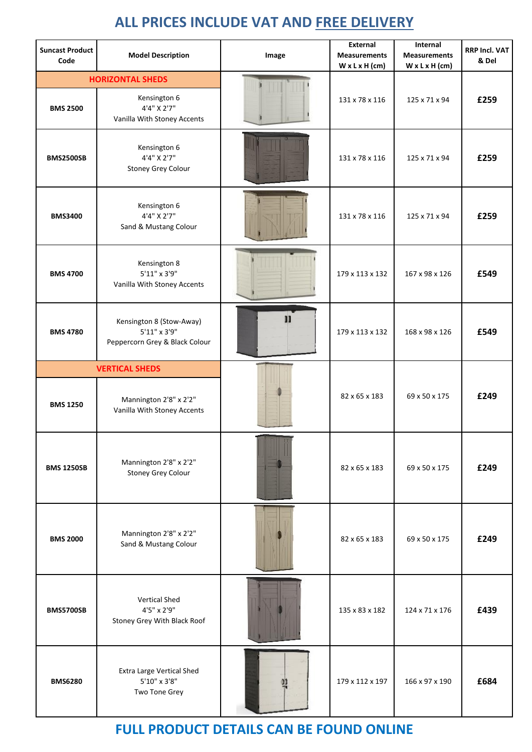## ALL PRICES INCLUDE VAT AND FREE DELIVERY

| Suncast Product Code | Model Description | Image | External Measurements W x L x H (cm) | Internal Measurements W x L x H (cm) | RRP Incl. VAT & Del |
|---|---|---|---|---|---|
| **HORIZONTAL SHEDS** | | | | | |
| **BMS 2500** | Kensington 6<br>4'4" X 2'7"<br>Vanilla With Stoney Accents | | 131 x 78 x 116 | 125 x 71 x 94 | **£259** |
| **BMS2500SB** | Kensington 6<br>4'4" X 2'7"<br>Stoney Grey Colour | | 131 x 78 x 116 | 125 x 71 x 94 | **£259** |
| **BMS3400** | Kensington 6<br>4'4" X 2'7"<br>Sand & Mustang Colour | | 131 x 78 x 116 | 125 x 71 x 94 | **£259** |
| **BMS 4700** | Kensington 8<br>5'11" x 3'9"<br>Vanilla With Stoney Accents | | 179 x 113 x 132 | 167 x 98 x 126 | **£549** |
| **BMS 4780** | Kensington 8 (Stow-Away)<br>5'11" x 3'9"<br>Peppercorn Grey & Black Colour | | 179 x 113 x 132 | 168 x 98 x 126 | **£549** |
| **VERTICAL SHEDS** | | | | | |
| **BMS 1250** | Mannington 2'8" x 2'2"<br>Vanilla With Stoney Accents | | 82 x 65 x 183 | 69 x 50 x 175 | **£249** |
| **BMS 1250SB** | Mannington 2'8" x 2'2"<br>Stoney Grey Colour | | 82 x 65 x 183 | 69 x 50 x 175 | **£249** |
| **BMS 2000** | Mannington 2'8" x 2'2"<br>Sand & Mustang Colour | | 82 x 65 x 183 | 69 x 50 x 175 | **£249** |
| **BMS5700SB** | Vertical Shed<br>4'5" x 2'9"<br>Stoney Grey With Black Roof | | 135 x 83 x 182 | 124 x 71 x 176 | **£439** |
| **BMS6280** | Extra Large Vertical Shed<br>5'10" x 3'8"<br>Two Tone Grey | | 179 x 112 x 197 | 166 x 97 x 190 | **£684** |

## FULL PRODUCT DETAILS CAN BE FOUND ONLINE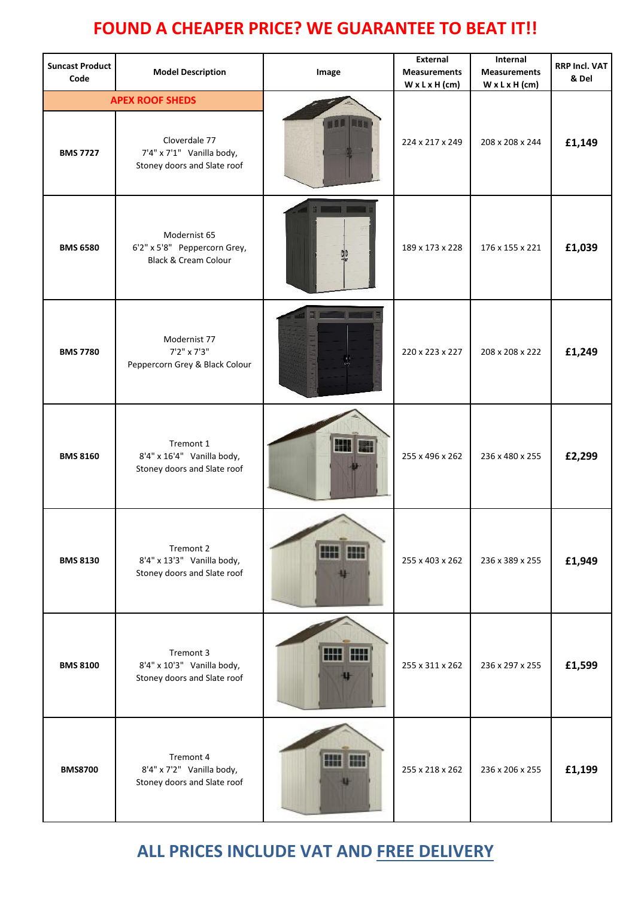# FOUND A CHEAPER PRICE? WE GUARANTEE TO BEAT IT!!

| Suncast Product Code | Model Description | Image | External Measurements W x L x H (cm) | Internal Measurements W x L x H (cm) | RRP Incl. VAT & Del |
|---|---|---|---|---|---|
| **APEX ROOF SHEDS** | | | | | |
| **BMS 7727** | Cloverdale 77<br>7'4" x 7'1" Vanilla body, Stoney doors and Slate roof | | 224 x 217 x 249 | 208 x 208 x 244 | **£1,149** |
| **BMS 6580** | Modernist 65<br>6'2" x 5'8" Peppercorn Grey, Black & Cream Colour | | 189 x 173 x 228 | 176 x 155 x 221 | **£1,039** |
| **BMS 7780** | Modernist 77<br>7'2" x 7'3"<br>Peppercorn Grey & Black Colour | | 220 x 223 x 227 | 208 x 208 x 222 | **£1,249** |
| **BMS 8160** | Tremont 1<br>8'4" x 16'4" Vanilla body, Stoney doors and Slate roof | | 255 x 496 x 262 | 236 x 480 x 255 | **£2,299** |
| **BMS 8130** | Tremont 2<br>8'4" x 13'3" Vanilla body, Stoney doors and Slate roof | | 255 x 403 x 262 | 236 x 389 x 255 | **£1,949** |
| **BMS 8100** | Tremont 3<br>8'4" x 10'3" Vanilla body, Stoney doors and Slate roof | | 255 x 311 x 262 | 236 x 297 x 255 | **£1,599** |
| **BMS8700** | Tremont 4<br>8'4" x 7'2" Vanilla body, Stoney doors and Slate roof | | 255 x 218 x 262 | 236 x 206 x 255 | **£1,199** |

## ALL PRICES INCLUDE VAT AND FREE DELIVERY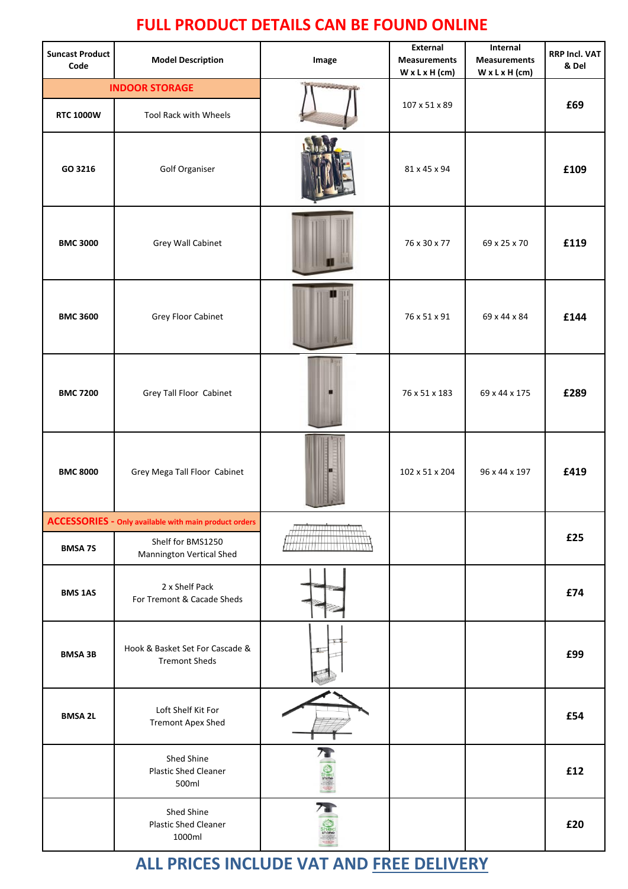# FULL PRODUCT DETAILS CAN BE FOUND ONLINE

| Suncast Product Code | Model Description | Image | External Measurements W x L x H (cm) | Internal Measurements W x L x H (cm) | RRP Incl. VAT & Del |
|---|---|---|---|---|---|
| **INDOOR STORAGE** | | | | | |
| **RTC 1000W** | Tool Rack with Wheels | | 107 x 51 x 89 | | **£69** |
| **GO 3216** | Golf Organiser | | 81 x 45 x 94 | | **£109** |
| **BMC 3000** | Grey Wall Cabinet | | 76 x 30 x 77 | 69 x 25 x 70 | **£119** |
| **BMC 3600** | Grey Floor Cabinet | | 76 x 51 x 91 | 69 x 44 x 84 | **£144** |
| **BMC 7200** | Grey Tall Floor Cabinet | | 76 x 51 x 183 | 69 x 44 x 175 | **£289** |
| **BMC 8000** | Grey Mega Tall Floor Cabinet | | 102 x 51 x 204 | 96 x 44 x 197 | **£419** |
| **ACCESSORIES - Only available with main product orders** | | | | | |
| **BMSA 7S** | Shelf for BMS1250 Mannington Vertical Shed | | | | **£25** |
| **BMS 1AS** | 2 x Shelf Pack For Tremont & Cacade Sheds | | | | **£74** |
| **BMSA 3B** | Hook & Basket Set For Cascade & Tremont Sheds | | | | **£99** |
| **BMSA 2L** | Loft Shelf Kit For Tremont Apex Shed | | | | **£54** |
| | Shed Shine Plastic Shed Cleaner 500ml | | | | **£12** |
| | Shed Shine Plastic Shed Cleaner 1000ml | | | | **£20** |

**ALL PRICES INCLUDE VAT AND FREE DELIVERY**